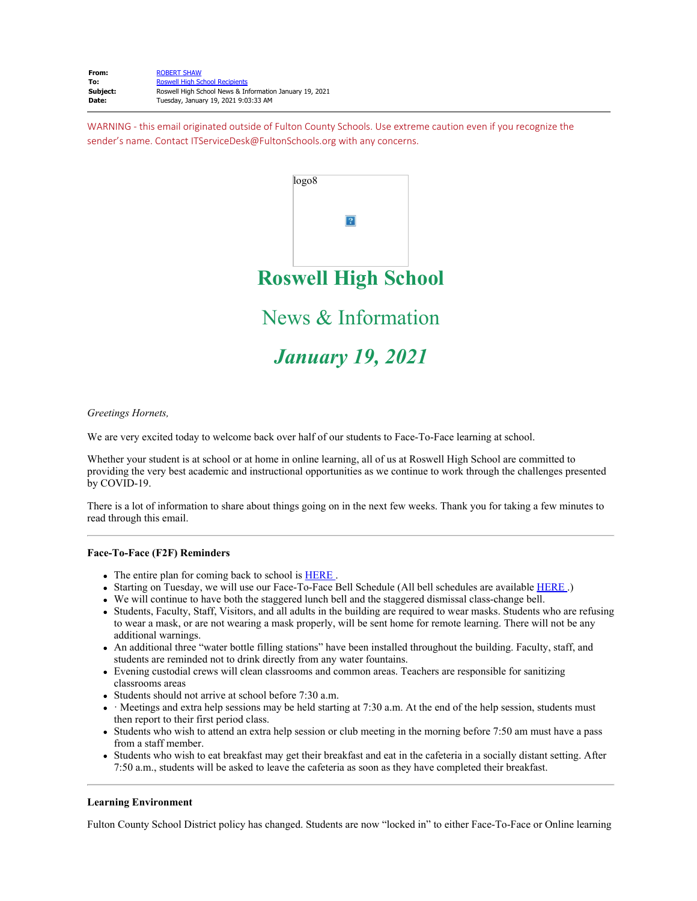**From:** ROBERT SHAW
**To:** Roswell High School Recipients
**Subject:** Roswell High School News & Information January 19, 2021
**Date:** Tuesday, January 19, 2021 9:03:33 AM

WARNING - this email originated outside of Fulton County Schools. Use extreme caution even if you recognize the sender's name. Contact ITServiceDesk@FultonSchools.org with any concerns.

logo8

# Roswell High School

## News & Information

## *January 19, 2021*

*Greetings Hornets,*

We are very excited today to welcome back over half of our students to Face-To-Face learning at school.

Whether your student is at school or at home in online learning, all of us at Roswell High School are committed to providing the very best academic and instructional opportunities as we continue to work through the challenges presented by COVID-19.

There is a lot of information to share about things going on in the next few weeks. Thank you for taking a few minutes to read through this email.

---

**Face-To-Face (F2F) Reminders**

- The entire plan for coming back to school is HERE .
- Starting on Tuesday, we will use our Face-To-Face Bell Schedule (All bell schedules are available HERE .)
- We will continue to have both the staggered lunch bell and the staggered dismissal class-change bell.
- Students, Faculty, Staff, Visitors, and all adults in the building are required to wear masks. Students who are refusing to wear a mask, or are not wearing a mask properly, will be sent home for remote learning. There will not be any additional warnings.
- An additional three "water bottle filling stations" have been installed throughout the building. Faculty, staff, and students are reminded not to drink directly from any water fountains.
- Evening custodial crews will clean classrooms and common areas. Teachers are responsible for sanitizing classrooms areas
- Students should not arrive at school before 7:30 a.m.
- · Meetings and extra help sessions may be held starting at 7:30 a.m. At the end of the help session, students must then report to their first period class.
- Students who wish to attend an extra help session or club meeting in the morning before 7:50 am must have a pass from a staff member.
- Students who wish to eat breakfast may get their breakfast and eat in the cafeteria in a socially distant setting. After 7:50 a.m., students will be asked to leave the cafeteria as soon as they have completed their breakfast.

---

**Learning Environment**

Fulton County School District policy has changed. Students are now "locked in" to either Face-To-Face or Online learning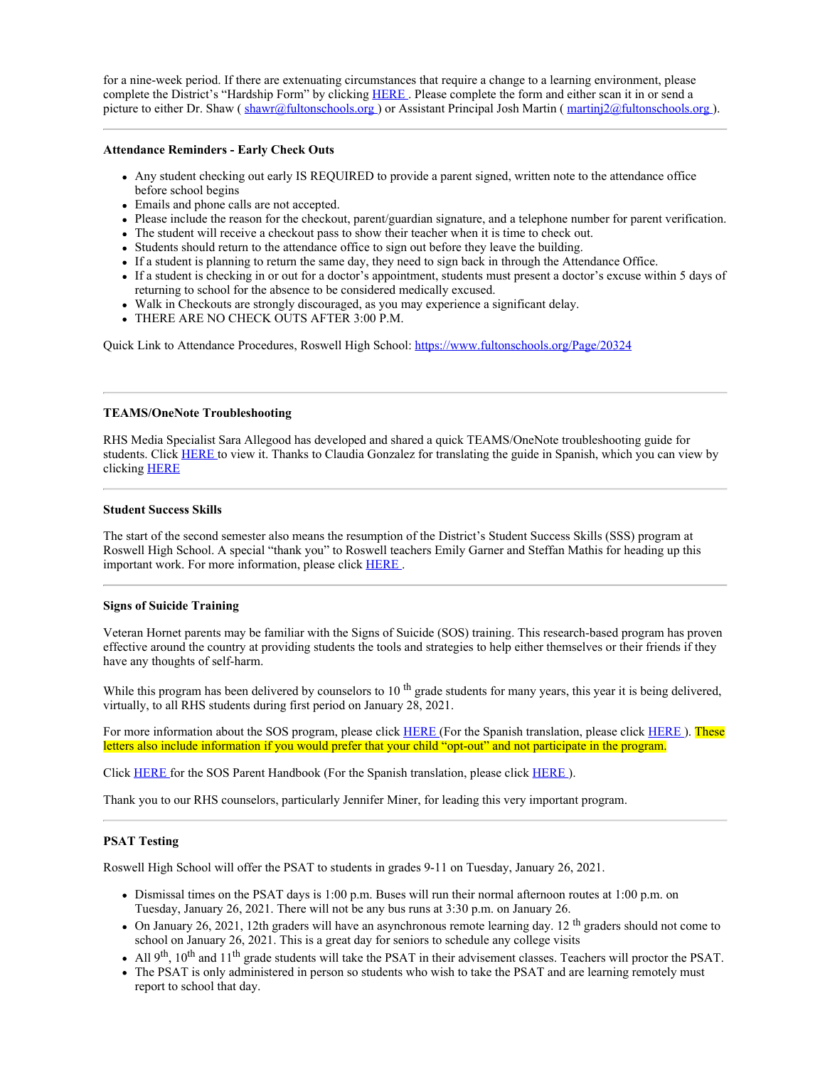for a nine-week period. If there are extenuating circumstances that require a change to a learning environment, please complete the District's "Hardship Form" by clicking HERE . Please complete the form and either scan it in or send a picture to either Dr. Shaw ( shawr@fultonschools.org ) or Assistant Principal Josh Martin ( martinj2@fultonschools.org ).

---

**Attendance Reminders - Early Check Outs**

- Any student checking out early IS REQUIRED to provide a parent signed, written note to the attendance office before school begins
- Emails and phone calls are not accepted.
- Please include the reason for the checkout, parent/guardian signature, and a telephone number for parent verification.
- The student will receive a checkout pass to show their teacher when it is time to check out.
- Students should return to the attendance office to sign out before they leave the building.
- If a student is planning to return the same day, they need to sign back in through the Attendance Office.
- If a student is checking in or out for a doctor's appointment, students must present a doctor's excuse within 5 days of returning to school for the absence to be considered medically excused.
- Walk in Checkouts are strongly discouraged, as you may experience a significant delay.
- THERE ARE NO CHECK OUTS AFTER 3:00 P.M.

Quick Link to Attendance Procedures, Roswell High School: https://www.fultonschools.org/Page/20324

---

**TEAMS/OneNote Troubleshooting**

RHS Media Specialist Sara Allegood has developed and shared a quick TEAMS/OneNote troubleshooting guide for students. Click HERE to view it. Thanks to Claudia Gonzalez for translating the guide in Spanish, which you can view by clicking HERE

---

**Student Success Skills**

The start of the second semester also means the resumption of the District's Student Success Skills (SSS) program at Roswell High School. A special "thank you" to Roswell teachers Emily Garner and Steffan Mathis for heading up this important work. For more information, please click HERE .

---

**Signs of Suicide Training**

Veteran Hornet parents may be familiar with the Signs of Suicide (SOS) training. This research-based program has proven effective around the country at providing students the tools and strategies to help either themselves or their friends if they have any thoughts of self-harm.

While this program has been delivered by counselors to 10th grade students for many years, this year it is being delivered, virtually, to all RHS students during first period on January 28, 2021.

For more information about the SOS program, please click HERE (For the Spanish translation, please click HERE ). These letters also include information if you would prefer that your child "opt-out" and not participate in the program.

Click HERE for the SOS Parent Handbook (For the Spanish translation, please click HERE ).

Thank you to our RHS counselors, particularly Jennifer Miner, for leading this very important program.

---

**PSAT Testing**

Roswell High School will offer the PSAT to students in grades 9-11 on Tuesday, January 26, 2021.

- Dismissal times on the PSAT days is 1:00 p.m. Buses will run their normal afternoon routes at 1:00 p.m. on Tuesday, January 26, 2021. There will not be any bus runs at 3:30 p.m. on January 26.
- On January 26, 2021, 12th graders will have an asynchronous remote learning day. 12th graders should not come to school on January 26, 2021. This is a great day for seniors to schedule any college visits
- All 9th, 10th and 11th grade students will take the PSAT in their advisement classes. Teachers will proctor the PSAT.
- The PSAT is only administered in person so students who wish to take the PSAT and are learning remotely must report to school that day.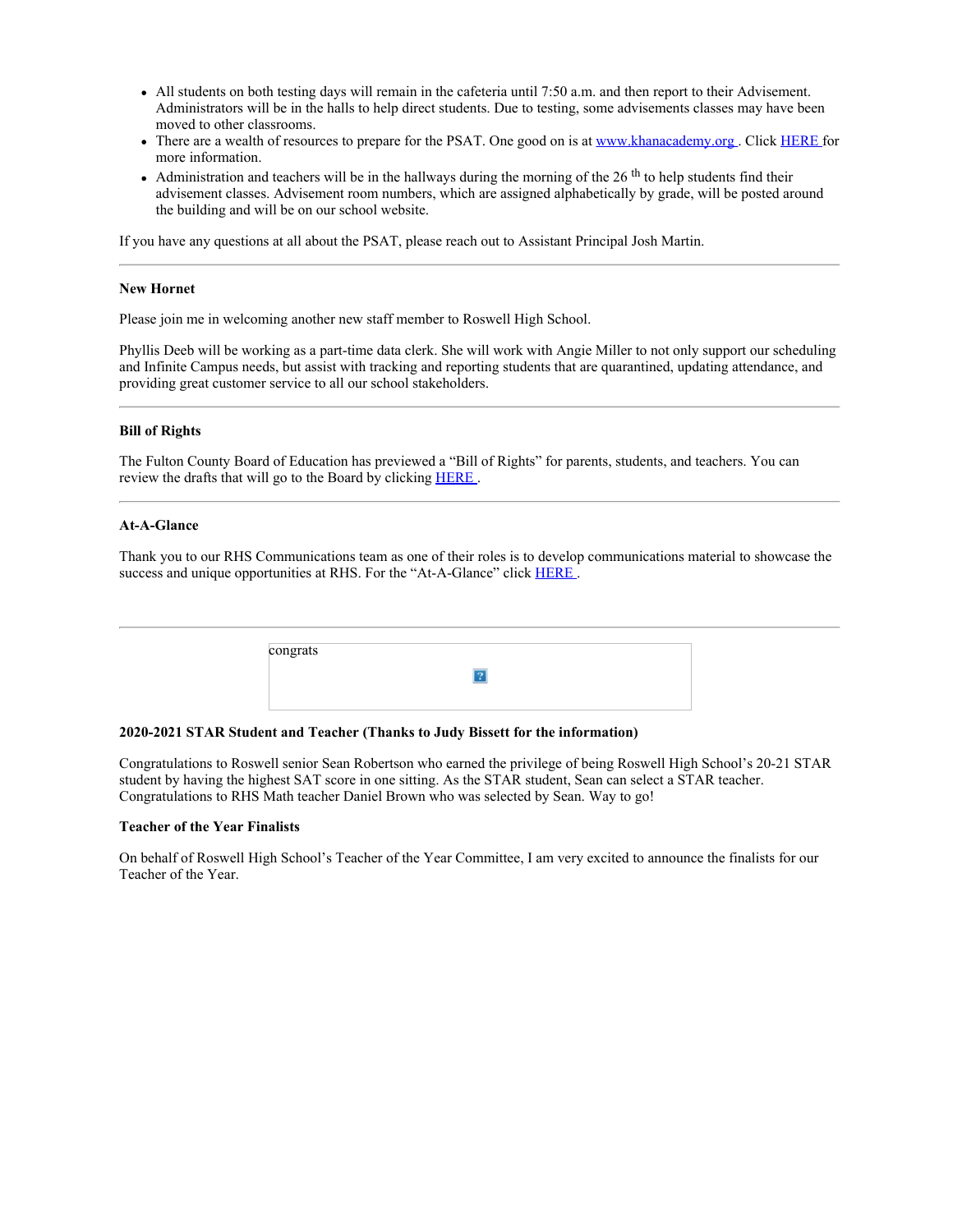- All students on both testing days will remain in the cafeteria until 7:50 a.m. and then report to their Advisement. Administrators will be in the halls to help direct students. Due to testing, some advisements classes may have been moved to other classrooms.
- There are a wealth of resources to prepare for the PSAT. One good on is at www.khanacademy.org . Click HERE for more information.
- Administration and teachers will be in the hallways during the morning of the 26 th to help students find their advisement classes. Advisement room numbers, which are assigned alphabetically by grade, will be posted around the building and will be on our school website.

If you have any questions at all about the PSAT, please reach out to Assistant Principal Josh Martin.

---

**New Hornet**

Please join me in welcoming another new staff member to Roswell High School.

Phyllis Deeb will be working as a part-time data clerk. She will work with Angie Miller to not only support our scheduling and Infinite Campus needs, but assist with tracking and reporting students that are quarantined, updating attendance, and providing great customer service to all our school stakeholders.

---

**Bill of Rights**

The Fulton County Board of Education has previewed a "Bill of Rights" for parents, students, and teachers. You can review the drafts that will go to the Board by clicking HERE .

---

**At-A-Glance**

Thank you to our RHS Communications team as one of their roles is to develop communications material to showcase the success and unique opportunities at RHS. For the "At-A-Glance" click HERE .

---

congrats

**2020-2021 STAR Student and Teacher (Thanks to Judy Bissett for the information)**

Congratulations to Roswell senior Sean Robertson who earned the privilege of being Roswell High School's 20-21 STAR student by having the highest SAT score in one sitting. As the STAR student, Sean can select a STAR teacher. Congratulations to RHS Math teacher Daniel Brown who was selected by Sean. Way to go!

**Teacher of the Year Finalists**

On behalf of Roswell High School's Teacher of the Year Committee, I am very excited to announce the finalists for our Teacher of the Year.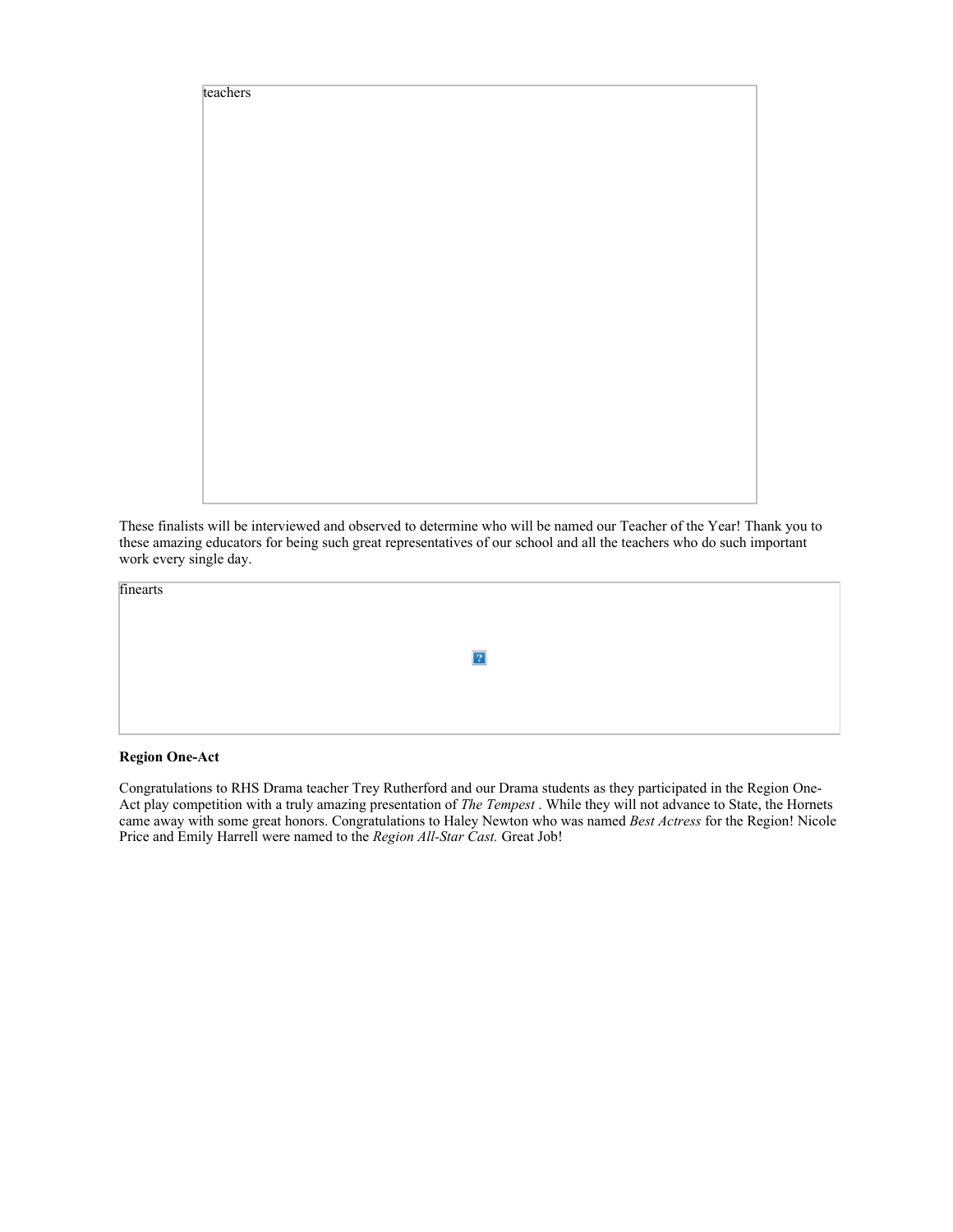teachers

These finalists will be interviewed and observed to determine who will be named our Teacher of the Year! Thank you to these amazing educators for being such great representatives of our school and all the teachers who do such important work every single day.

finearts

**Region One-Act**

Congratulations to RHS Drama teacher Trey Rutherford and our Drama students as they participated in the Region One-Act play competition with a truly amazing presentation of *The Tempest* . While they will not advance to State, the Hornets came away with some great honors. Congratulations to Haley Newton who was named *Best Actress* for the Region! Nicole Price and Emily Harrell were named to the *Region All-Star Cast.* Great Job!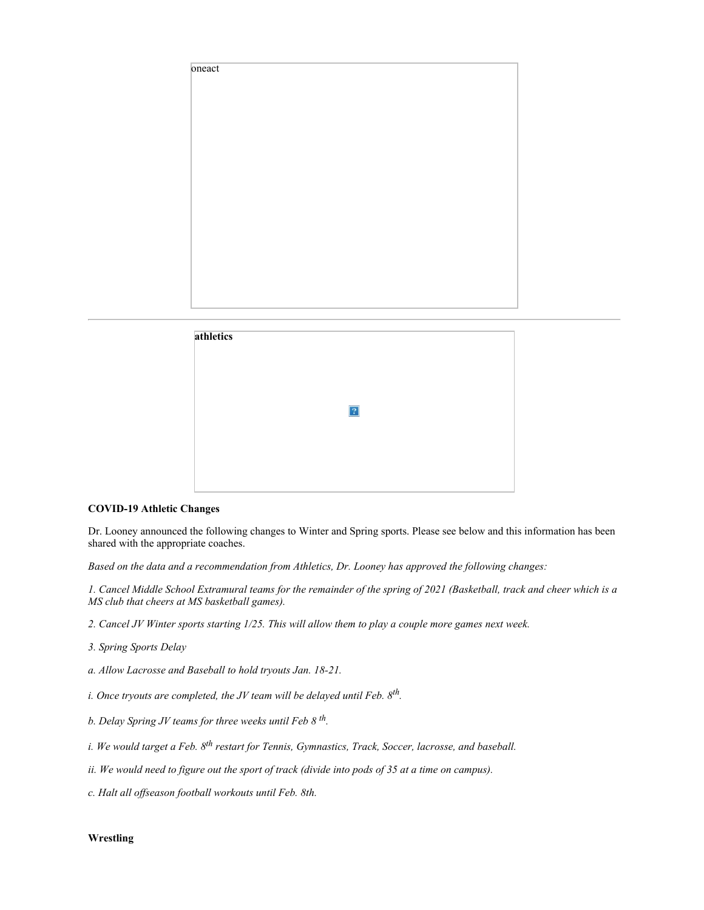oneact

---

**athletics**

**COVID-19 Athletic Changes**

Dr. Looney announced the following changes to Winter and Spring sports. Please see below and this information has been shared with the appropriate coaches.

*Based on the data and a recommendation from Athletics, Dr. Looney has approved the following changes:*

*1. Cancel Middle School Extramural teams for the remainder of the spring of 2021 (Basketball, track and cheer which is a MS club that cheers at MS basketball games).*

*2. Cancel JV Winter sports starting 1/25. This will allow them to play a couple more games next week.*

*3. Spring Sports Delay*

*a. Allow Lacrosse and Baseball to hold tryouts Jan. 18-21.*

*i. Once tryouts are completed, the JV team will be delayed until Feb. 8th.*

*b. Delay Spring JV teams for three weeks until Feb 8 th.*

*i. We would target a Feb. 8th restart for Tennis, Gymnastics, Track, Soccer, lacrosse, and baseball.*

*ii. We would need to figure out the sport of track (divide into pods of 35 at a time on campus).*

*c. Halt all offseason football workouts until Feb. 8th.*

**Wrestling**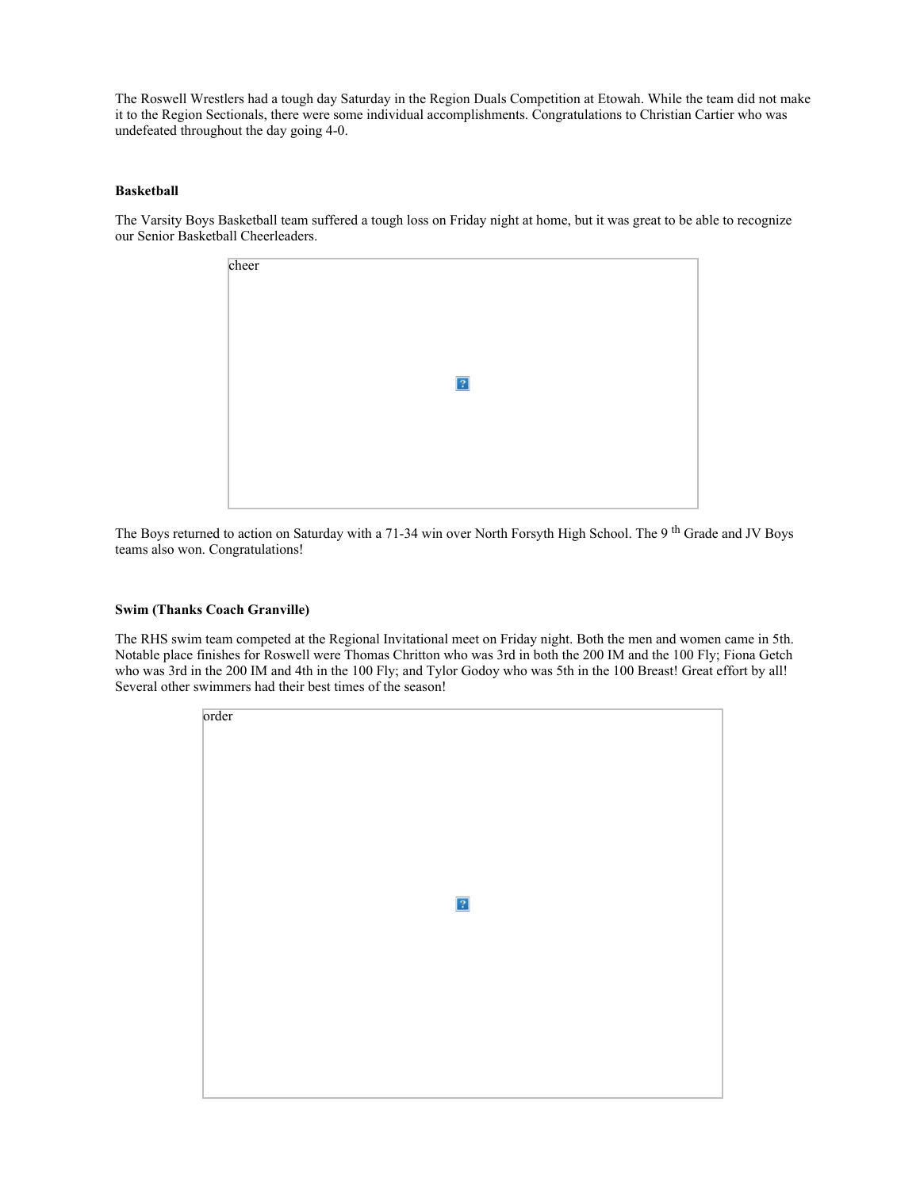The Roswell Wrestlers had a tough day Saturday in the Region Duals Competition at Etowah. While the team did not make it to the Region Sectionals, there were some individual accomplishments. Congratulations to Christian Cartier who was undefeated throughout the day going 4-0.

**Basketball**

The Varsity Boys Basketball team suffered a tough loss on Friday night at home, but it was great to be able to recognize our Senior Basketball Cheerleaders.

cheer

The Boys returned to action on Saturday with a 71-34 win over North Forsyth High School. The 9th Grade and JV Boys teams also won. Congratulations!

**Swim (Thanks Coach Granville)**

The RHS swim team competed at the Regional Invitational meet on Friday night. Both the men and women came in 5th. Notable place finishes for Roswell were Thomas Chritton who was 3rd in both the 200 IM and the 100 Fly; Fiona Getch who was 3rd in the 200 IM and 4th in the 100 Fly; and Tylor Godoy who was 5th in the 100 Breast! Great effort by all! Several other swimmers had their best times of the season!

order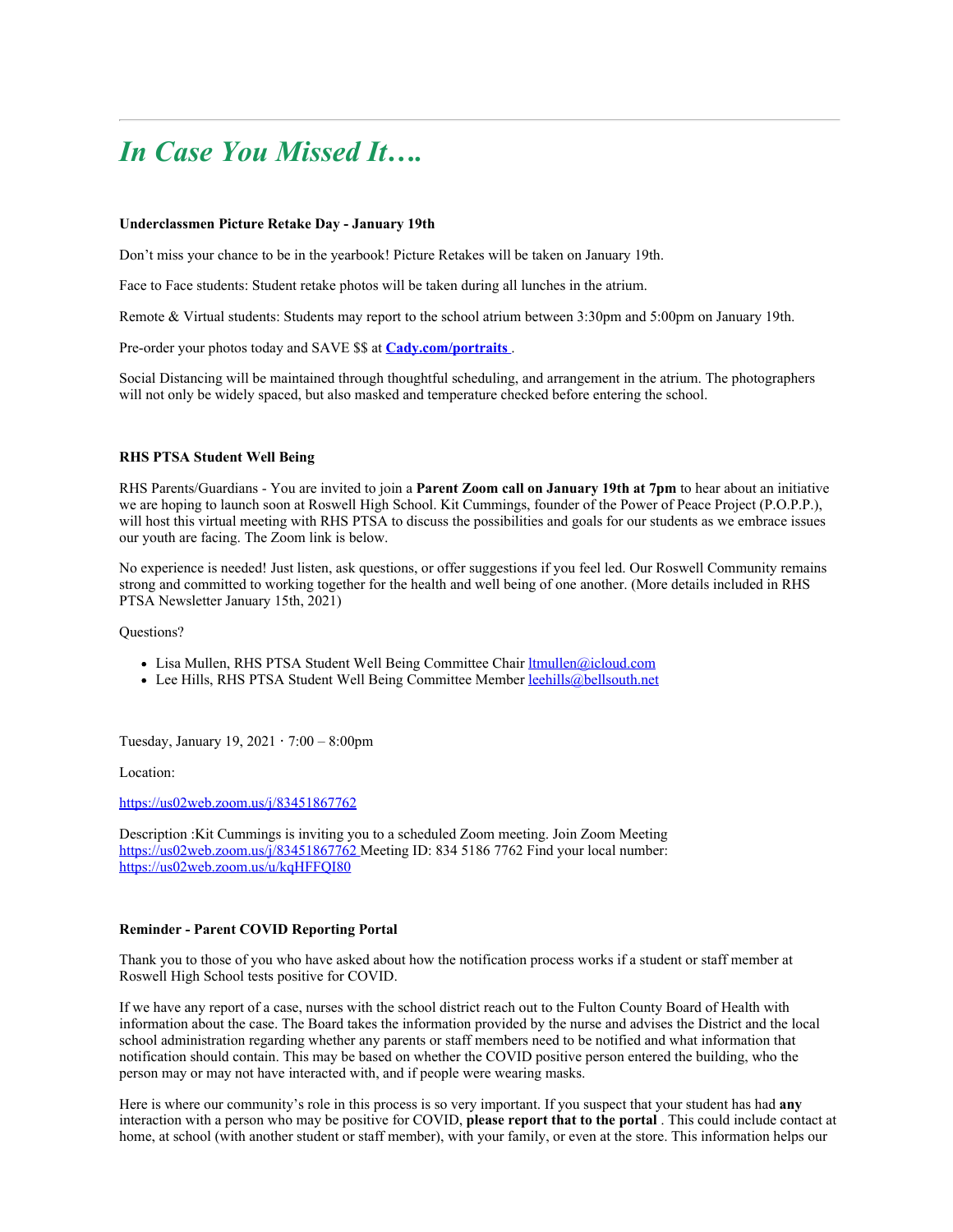---

# *In Case You Missed It….*

**Underclassmen Picture Retake Day - January 19th**

Don't miss your chance to be in the yearbook! Picture Retakes will be taken on January 19th.

Face to Face students: Student retake photos will be taken during all lunches in the atrium.

Remote & Virtual students: Students may report to the school atrium between 3:30pm and 5:00pm on January 19th.

Pre-order your photos today and SAVE $$ at **[Cady.com/portraits](Cady.com/portraits)** .

Social Distancing will be maintained through thoughtful scheduling, and arrangement in the atrium. The photographers will not only be widely spaced, but also masked and temperature checked before entering the school.

**RHS PTSA Student Well Being**

RHS Parents/Guardians - You are invited to join a **Parent Zoom call on January 19th at 7pm** to hear about an initiative we are hoping to launch soon at Roswell High School. Kit Cummings, founder of the Power of Peace Project (P.O.P.P.), will host this virtual meeting with RHS PTSA to discuss the possibilities and goals for our students as we embrace issues our youth are facing. The Zoom link is below.

No experience is needed! Just listen, ask questions, or offer suggestions if you feel led. Our Roswell Community remains strong and committed to working together for the health and well being of one another. (More details included in RHS PTSA Newsletter January 15th, 2021)

Questions?

- Lisa Mullen, RHS PTSA Student Well Being Committee Chair ltmullen@icloud.com
- Lee Hills, RHS PTSA Student Well Being Committee Member leehills@bellsouth.net

Tuesday, January 19, 2021 · 7:00 – 8:00pm

Location:

https://us02web.zoom.us/j/83451867762

Description :Kit Cummings is inviting you to a scheduled Zoom meeting. Join Zoom Meeting https://us02web.zoom.us/j/83451867762 Meeting ID: 834 5186 7762 Find your local number: https://us02web.zoom.us/u/kqHFFQI80

**Reminder - Parent COVID Reporting Portal**

Thank you to those of you who have asked about how the notification process works if a student or staff member at Roswell High School tests positive for COVID.

If we have any report of a case, nurses with the school district reach out to the Fulton County Board of Health with information about the case. The Board takes the information provided by the nurse and advises the District and the local school administration regarding whether any parents or staff members need to be notified and what information that notification should contain. This may be based on whether the COVID positive person entered the building, who the person may or may not have interacted with, and if people were wearing masks.

Here is where our community's role in this process is so very important. If you suspect that your student has had **any** interaction with a person who may be positive for COVID, **please report that to the portal** . This could include contact at home, at school (with another student or staff member), with your family, or even at the store. This information helps our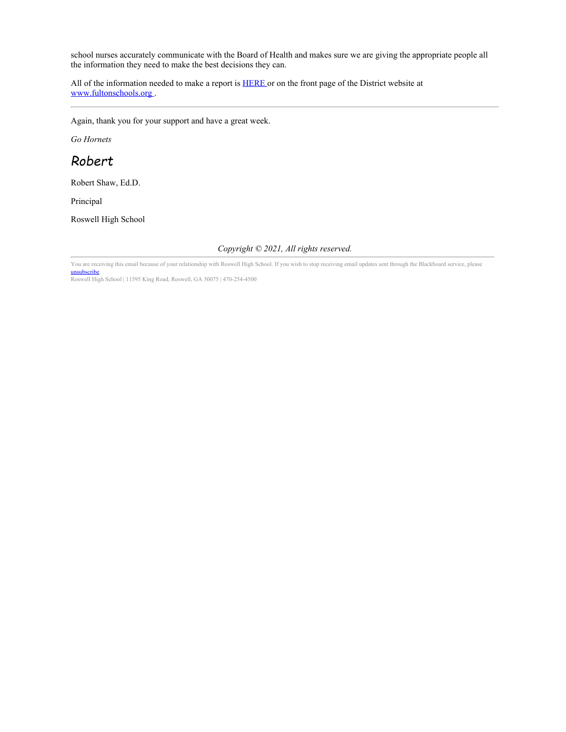school nurses accurately communicate with the Board of Health and makes sure we are giving the appropriate people all the information they need to make the best decisions they can.

All of the information needed to make a report is [HERE](#) or on the front page of the District website at [www.fultonschools.org](http://www.fultonschools.org) .

---

Again, thank you for your support and have a great week.

*Go Hornets*

*Robert*

Robert Shaw, Ed.D.

Principal

Roswell High School

*Copyright © 2021, All rights reserved.*

---

You are receiving this email because of your relationship with Roswell High School. If you wish to stop receiving email updates sent through the Blackboard service, please [unsubscribe](#).
Roswell High School | 11595 King Road, Roswell, GA 30075 | 470-254-4500